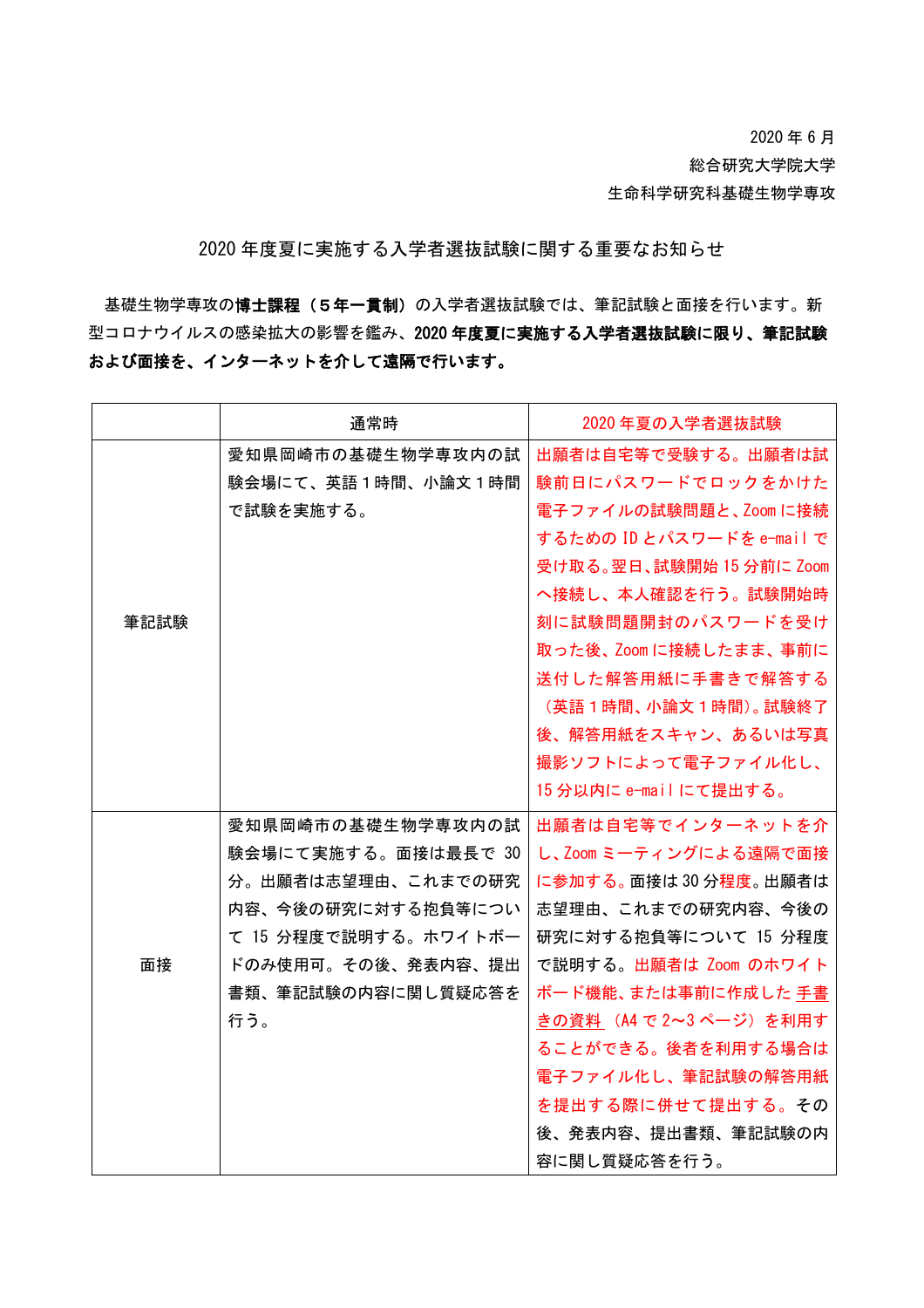2020 年 6 月
総合研究大学院大学
生命科学研究科基礎生物学専攻

# 2020 年度夏に実施する入学者選抜試験に関する重要なお知らせ

基礎生物学専攻の**博士課程（５年一貫制）**の入学者選抜試験では、筆記試験と面接を行います。新型コロナウイルスの感染拡大の影響を鑑み、**2020 年度夏に実施する入学者選抜試験に限り、筆記試験および面接を、インターネットを介して遠隔で行います。**

| | 通常時 | 2020 年夏の入学者選抜試験 |
|---|---|---|
| 筆記試験 | 愛知県岡崎市の基礎生物学専攻内の試験会場にて、英語１時間、小論文１時間で試験を実施する。 | 出願者は自宅等で受験する。出願者は試験前日にパスワードでロックをかけた電子ファイルの試験問題と、Zoom に接続するための ID とパスワードを e-mail で受け取る。翌日、試験開始 15 分前に Zoom へ接続し、本人確認を行う。試験開始時刻に試験問題開封のパスワードを受け取った後、Zoom に接続したまま、事前に送付した解答用紙に手書きで解答する（英語１時間、小論文１時間）。試験終了後、解答用紙をスキャン、あるいは写真撮影ソフトによって電子ファイル化し、15 分以内に e-mail にて提出する。 |
| 面接 | 愛知県岡崎市の基礎生物学専攻内の試験会場にて実施する。面接は最長で 30 分。出願者は志望理由、これまでの研究内容、今後の研究に対する抱負等について 15 分程度で説明する。ホワイトボードのみ使用可。その後、発表内容、提出書類、筆記試験の内容に関し質疑応答を行う。 | 出願者は自宅等でインターネットを介し、Zoom ミーティングによる遠隔で面接に参加する。面接は 30 分程度。出願者は志望理由、これまでの研究内容、今後の研究に対する抱負等について 15 分程度で説明する。出願者は Zoom のホワイトボード機能、または事前に作成した手書きの資料（A4 で 2〜3 ページ）を利用することができる。後者を利用する場合は電子ファイル化し、筆記試験の解答用紙を提出する際に併せて提出する。その後、発表内容、提出書類、筆記試験の内容に関し質疑応答を行う。 |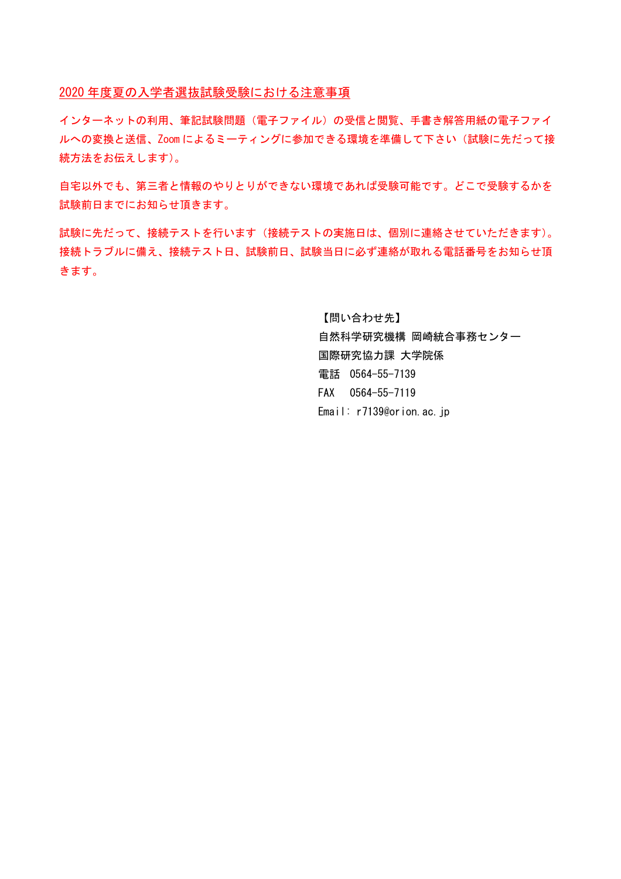## 2020年度夏の入学者選抜試験受験における注意事項

インターネットの利用、筆記試験問題（電子ファイル）の受信と閲覧、手書き解答用紙の電子ファイルへの変換と送信、Zoomによるミーティングに参加できる環境を準備して下さい（試験に先だって接続方法をお伝えします）。

自宅以外でも、第三者と情報のやりとりができない環境であれば受験可能です。どこで受験するかを試験前日までにお知らせ頂きます。

試験に先だって、接続テストを行います（接続テストの実施日は、個別に連絡させていただきます）。接続トラブルに備え、接続テスト日、試験前日、試験当日に必ず連絡が取れる電話番号をお知らせ頂きます。

【問い合わせ先】
自然科学研究機構 岡崎統合事務センター
国際研究協力課 大学院係
電話　0564-55-7139
FAX　0564-55-7119
Email: r7139@orion.ac.jp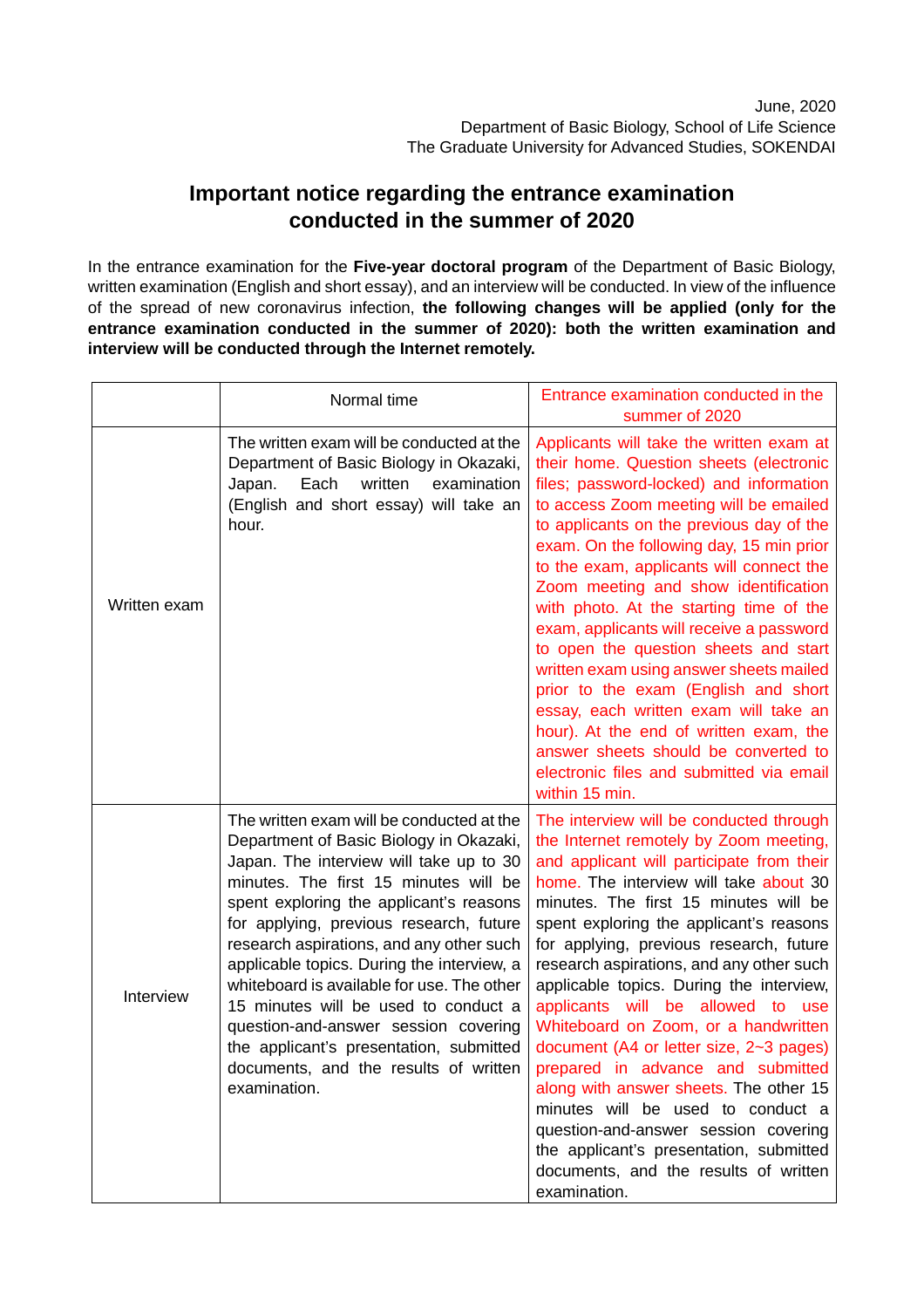June, 2020
Department of Basic Biology, School of Life Science
The Graduate University for Advanced Studies, SOKENDAI

# Important notice regarding the entrance examination conducted in the summer of 2020

In the entrance examination for the **Five-year doctoral program** of the Department of Basic Biology, written examination (English and short essay), and an interview will be conducted. In view of the influence of the spread of new coronavirus infection, **the following changes will be applied (only for the entrance examination conducted in the summer of 2020): both the written examination and interview will be conducted through the Internet remotely.**

| | Normal time | Entrance examination conducted in the summer of 2020 |
|---|---|---|
| Written exam | The written exam will be conducted at the Department of Basic Biology in Okazaki, Japan. Each written examination (English and short essay) will take an hour. | Applicants will take the written exam at their home. Question sheets (electronic files; password-locked) and information to access Zoom meeting will be emailed to applicants on the previous day of the exam. On the following day, 15 min prior to the exam, applicants will connect the Zoom meeting and show identification with photo. At the starting time of the exam, applicants will receive a password to open the question sheets and start written exam using answer sheets mailed prior to the exam (English and short essay, each written exam will take an hour). At the end of written exam, the answer sheets should be converted to electronic files and submitted via email within 15 min. |
| Interview | The written exam will be conducted at the Department of Basic Biology in Okazaki, Japan. The interview will take up to 30 minutes. The first 15 minutes will be spent exploring the applicant's reasons for applying, previous research, future research aspirations, and any other such applicable topics. During the interview, a whiteboard is available for use. The other 15 minutes will be used to conduct a question-and-answer session covering the applicant's presentation, submitted documents, and the results of written examination. | The interview will be conducted through the Internet remotely by Zoom meeting, and applicant will participate from their home. The interview will take about 30 minutes. The first 15 minutes will be spent exploring the applicant's reasons for applying, previous research, future research aspirations, and any other such applicable topics. During the interview, applicants will be allowed to use Whiteboard on Zoom, or a handwritten document (A4 or letter size, 2~3 pages) prepared in advance and submitted along with answer sheets. The other 15 minutes will be used to conduct a question-and-answer session covering the applicant's presentation, submitted documents, and the results of written examination. |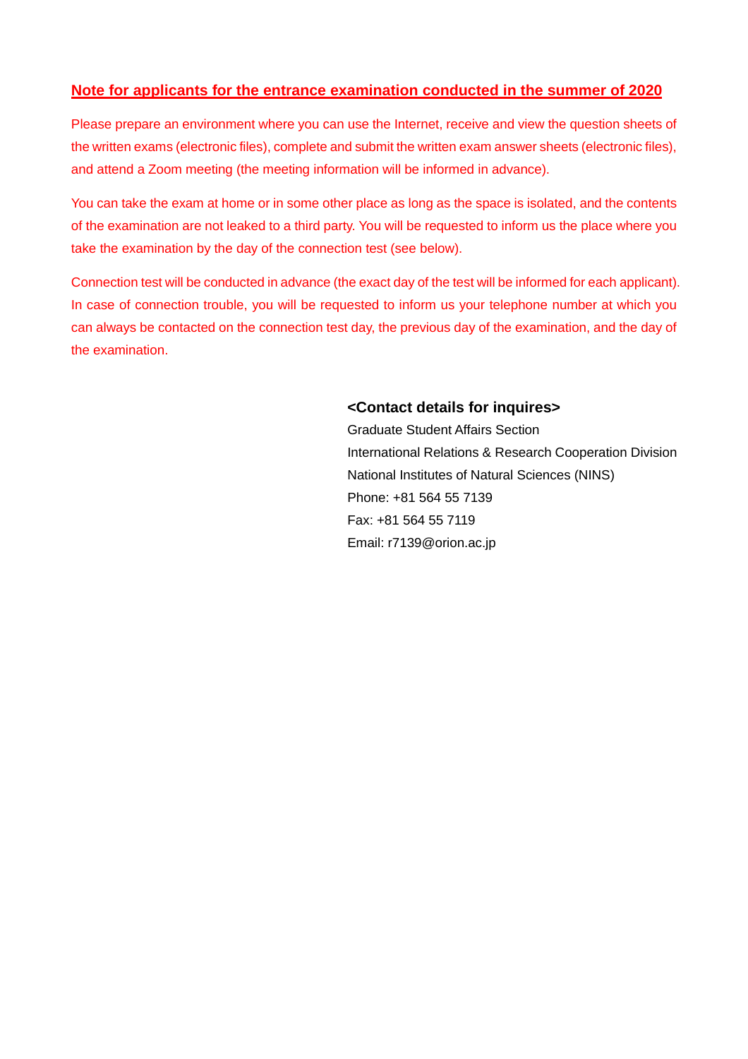## Note for applicants for the entrance examination conducted in the summer of 2020

Please prepare an environment where you can use the Internet, receive and view the question sheets of the written exams (electronic files), complete and submit the written exam answer sheets (electronic files), and attend a Zoom meeting (the meeting information will be informed in advance).

You can take the exam at home or in some other place as long as the space is isolated, and the contents of the examination are not leaked to a third party. You will be requested to inform us the place where you take the examination by the day of the connection test (see below).

Connection test will be conducted in advance (the exact day of the test will be informed for each applicant). In case of connection trouble, you will be requested to inform us your telephone number at which you can always be contacted on the connection test day, the previous day of the examination, and the day of the examination.

**<Contact details for inquires>**

Graduate Student Affairs Section
International Relations & Research Cooperation Division
National Institutes of Natural Sciences (NINS)
Phone: +81 564 55 7139
Fax: +81 564 55 7119
Email: r7139@orion.ac.jp